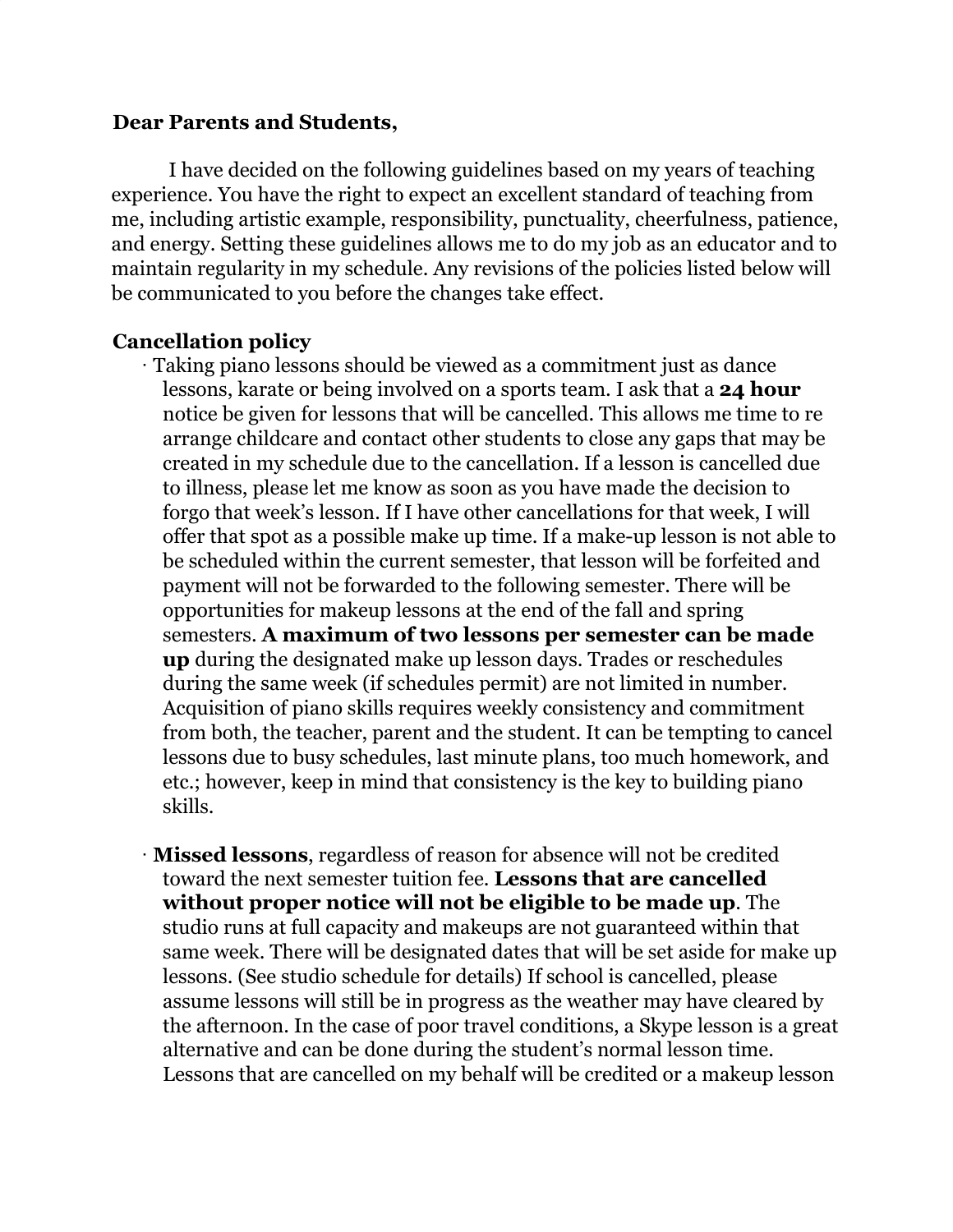**Dear Parents and Students,**

I have decided on the following guidelines based on my years of teaching experience. You have the right to expect an excellent standard of teaching from me, including artistic example, responsibility, punctuality, cheerfulness, patience, and energy. Setting these guidelines allows me to do my job as an educator and to maintain regularity in my schedule. Any revisions of the policies listed below will be communicated to you before the changes take effect.

**Cancellation policy**

· Taking piano lessons should be viewed as a commitment just as dance lessons, karate or being involved on a sports team. I ask that a **24 hour** notice be given for lessons that will be cancelled. This allows me time to re arrange childcare and contact other students to close any gaps that may be created in my schedule due to the cancellation. If a lesson is cancelled due to illness, please let me know as soon as you have made the decision to forgo that week's lesson. If I have other cancellations for that week, I will offer that spot as a possible make up time. If a make-up lesson is not able to be scheduled within the current semester, that lesson will be forfeited and payment will not be forwarded to the following semester. There will be opportunities for makeup lessons at the end of the fall and spring semesters. **A maximum of two lessons per semester can be made up** during the designated make up lesson days. Trades or reschedules during the same week (if schedules permit) are not limited in number. Acquisition of piano skills requires weekly consistency and commitment from both, the teacher, parent and the student. It can be tempting to cancel lessons due to busy schedules, last minute plans, too much homework, and etc.; however, keep in mind that consistency is the key to building piano skills.

· **Missed lessons**, regardless of reason for absence will not be credited toward the next semester tuition fee. **Lessons that are cancelled without proper notice will not be eligible to be made up**. The studio runs at full capacity and makeups are not guaranteed within that same week. There will be designated dates that will be set aside for make up lessons. (See studio schedule for details) If school is cancelled, please assume lessons will still be in progress as the weather may have cleared by the afternoon. In the case of poor travel conditions, a Skype lesson is a great alternative and can be done during the student's normal lesson time. Lessons that are cancelled on my behalf will be credited or a makeup lesson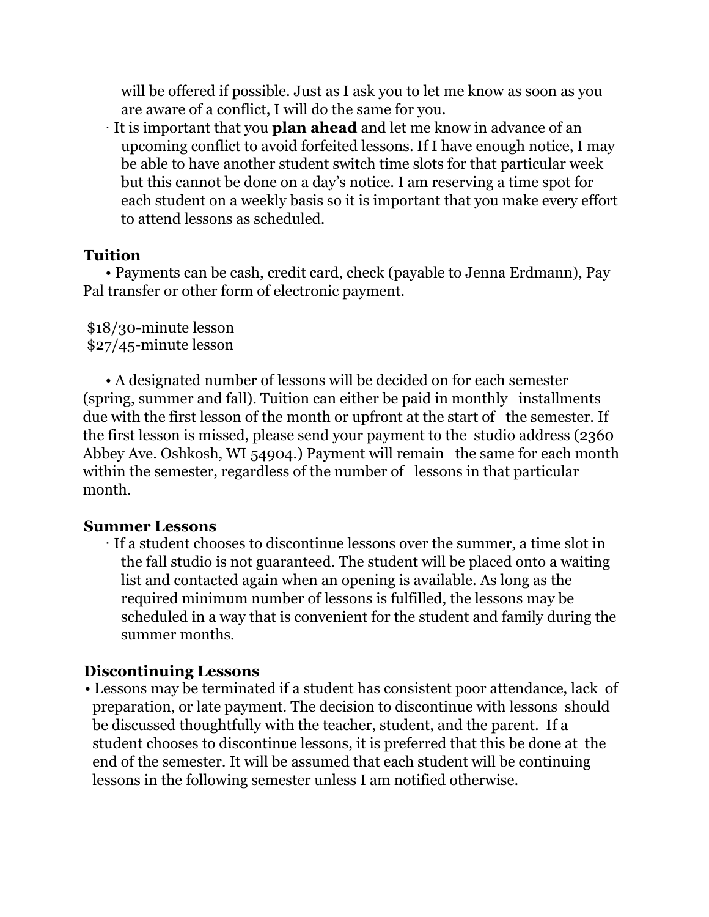will be offered if possible. Just as I ask you to let me know as soon as you are aware of a conflict, I will do the same for you.

- It is important that you **plan ahead** and let me know in advance of an upcoming conflict to avoid forfeited lessons. If I have enough notice, I may be able to have another student switch time slots for that particular week but this cannot be done on a day's notice. I am reserving a time spot for each student on a weekly basis so it is important that you make every effort to attend lessons as scheduled.

**Tuition**

- Payments can be cash, credit card, check (payable to Jenna Erdmann), Pay Pal transfer or other form of electronic payment.

$18/30-minute lesson
$27/45-minute lesson

- A designated number of lessons will be decided on for each semester (spring, summer and fall). Tuition can either be paid in monthly installments due with the first lesson of the month or upfront at the start of the semester. If the first lesson is missed, please send your payment to the studio address (2360 Abbey Ave. Oshkosh, WI 54904.) Payment will remain the same for each month within the semester, regardless of the number of lessons in that particular month.

**Summer Lessons**

- If a student chooses to discontinue lessons over the summer, a time slot in the fall studio is not guaranteed. The student will be placed onto a waiting list and contacted again when an opening is available. As long as the required minimum number of lessons is fulfilled, the lessons may be scheduled in a way that is convenient for the student and family during the summer months.

**Discontinuing Lessons**

- Lessons may be terminated if a student has consistent poor attendance, lack of preparation, or late payment. The decision to discontinue with lessons should be discussed thoughtfully with the teacher, student, and the parent. If a student chooses to discontinue lessons, it is preferred that this be done at the end of the semester. It will be assumed that each student will be continuing lessons in the following semester unless I am notified otherwise.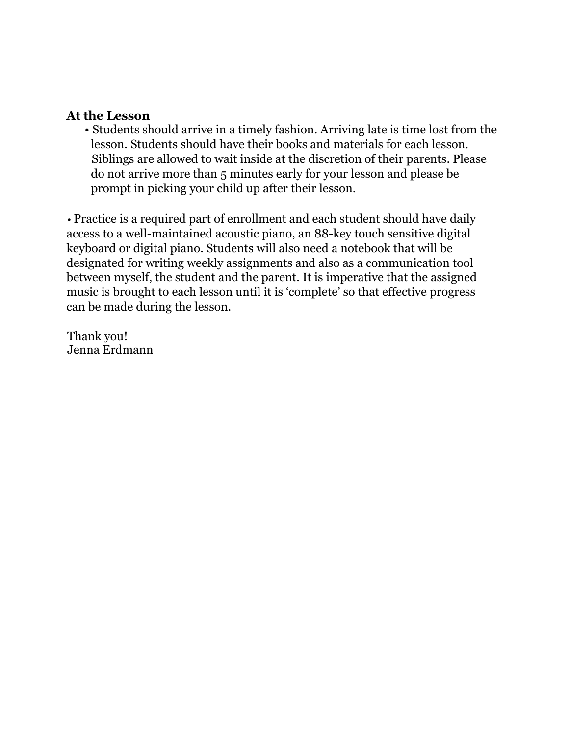**At the Lesson**

- Students should arrive in a timely fashion. Arriving late is time lost from the lesson. Students should have their books and materials for each lesson. Siblings are allowed to wait inside at the discretion of their parents. Please do not arrive more than 5 minutes early for your lesson and please be prompt in picking your child up after their lesson.

- Practice is a required part of enrollment and each student should have daily access to a well-maintained acoustic piano, an 88-key touch sensitive digital keyboard or digital piano. Students will also need a notebook that will be designated for writing weekly assignments and also as a communication tool between myself, the student and the parent. It is imperative that the assigned music is brought to each lesson until it is 'complete' so that effective progress can be made during the lesson.

Thank you!
Jenna Erdmann